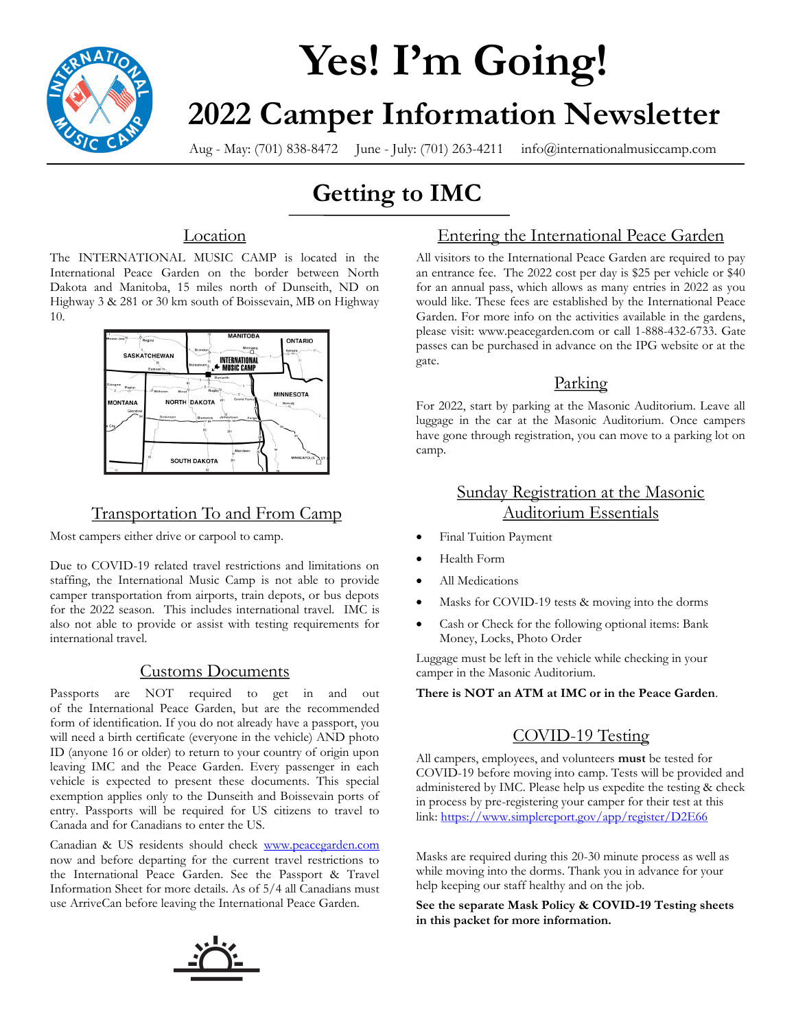# Yes! I'm Going!

## 2022 Camper Information Newsletter

Aug - May: (701) 838-8472 June - July: (701) 263-4211 info@internationalmusiccamp.com

# Getting to IMC

### Location

The INTERNATIONAL MUSIC CAMP is located in the International Peace Garden on the border between North Dakota and Manitoba, 15 miles north of Dunseith, ND on Highway 3 & 281 or 30 km south of Boissevain, MB on Highway 10.

### Transportation To and From Camp

Most campers either drive or carpool to camp.

Due to COVID-19 related travel restrictions and limitations on staffing, the International Music Camp is not able to provide camper transportation from airports, train depots, or bus depots for the 2022 season. This includes international travel. IMC is also not able to provide or assist with testing requirements for international travel.

### Customs Documents

Passports are NOT required to get in and out of the International Peace Garden, but are the recommended form of identification. If you do not already have a passport, you will need a birth certificate (everyone in the vehicle) AND photo ID (anyone 16 or older) to return to your country of origin upon leaving IMC and the Peace Garden. Every passenger in each vehicle is expected to present these documents. This special exemption applies only to the Dunseith and Boissevain ports of entry. Passports will be required for US citizens to travel to Canada and for Canadians to enter the US.

Canadian & US residents should check www.peacegarden.com now and before departing for the current travel restrictions to the International Peace Garden. See the Passport & Travel Information Sheet for more details. As of 5/4 all Canadians must use ArriveCan before leaving the International Peace Garden.

### Entering the International Peace Garden

All visitors to the International Peace Garden are required to pay an entrance fee. The 2022 cost per day is $25 per vehicle or $40 for an annual pass, which allows as many entries in 2022 as you would like. These fees are established by the International Peace Garden. For more info on the activities available in the gardens, please visit: www.peacegarden.com or call 1-888-432-6733. Gate passes can be purchased in advance on the IPG website or at the gate.

### Parking

For 2022, start by parking at the Masonic Auditorium. Leave all luggage in the car at the Masonic Auditorium. Once campers have gone through registration, you can move to a parking lot on camp.

### Sunday Registration at the Masonic Auditorium Essentials

- Final Tuition Payment
- Health Form
- All Medications
- Masks for COVID-19 tests & moving into the dorms
- Cash or Check for the following optional items: Bank Money, Locks, Photo Order

Luggage must be left in the vehicle while checking in your camper in the Masonic Auditorium.

**There is NOT an ATM at IMC or in the Peace Garden**.

### COVID-19 Testing

All campers, employees, and volunteers **must** be tested for COVID-19 before moving into camp. Tests will be provided and administered by IMC. Please help us expedite the testing & check in process by pre-registering your camper for their test at this link: https://www.simplereport.gov/app/register/D2E66

Masks are required during this 20-30 minute process as well as while moving into the dorms. Thank you in advance for your help keeping our staff healthy and on the job.

**See the separate Mask Policy & COVID-19 Testing sheets in this packet for more information.**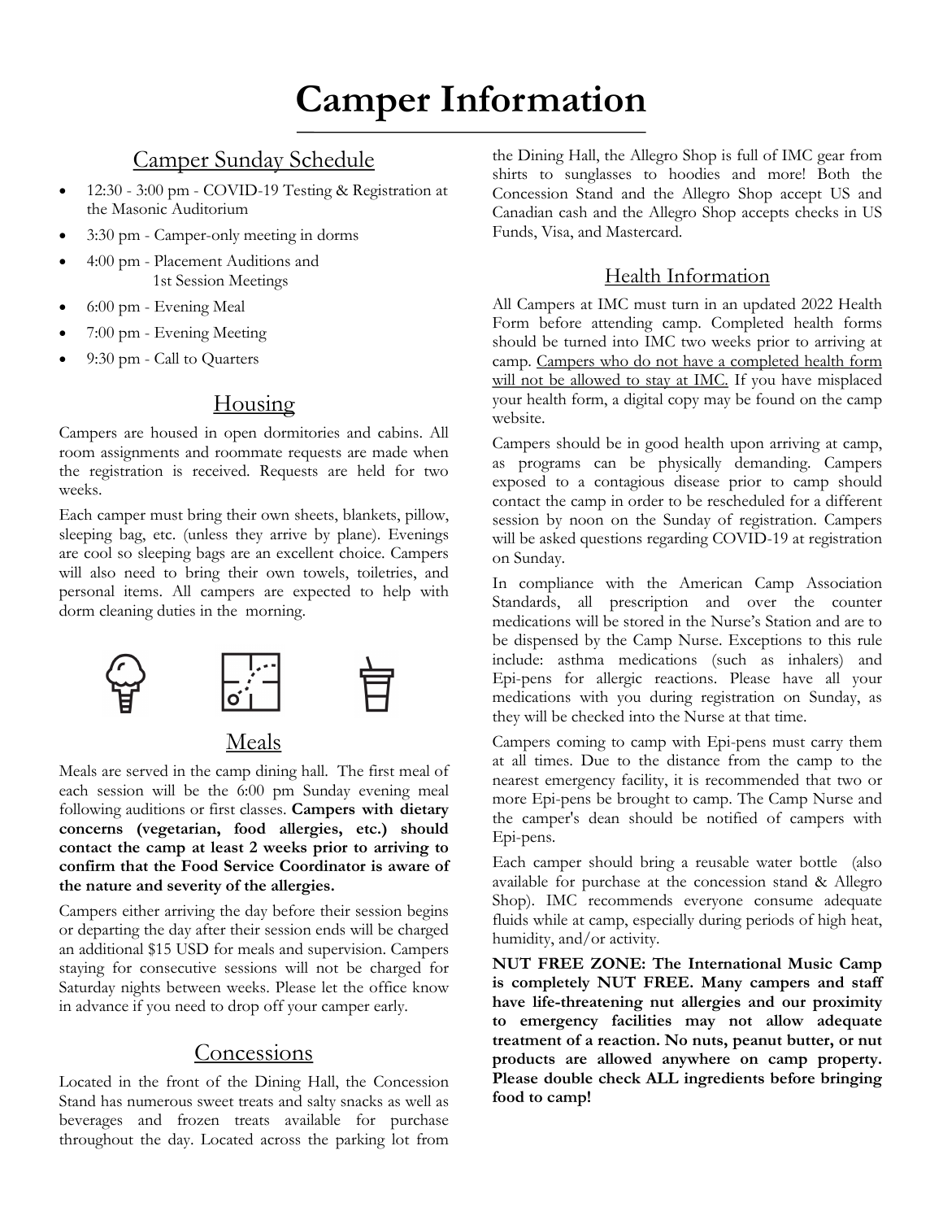# Camper Information

## Camper Sunday Schedule

- 12:30 - 3:00 pm - COVID-19 Testing & Registration at the Masonic Auditorium
- 3:30 pm - Camper-only meeting in dorms
- 4:00 pm - Placement Auditions and 1st Session Meetings
- 6:00 pm - Evening Meal
- 7:00 pm - Evening Meeting
- 9:30 pm - Call to Quarters

## Housing

Campers are housed in open dormitories and cabins. All room assignments and roommate requests are made when the registration is received. Requests are held for two weeks.

Each camper must bring their own sheets, blankets, pillow, sleeping bag, etc. (unless they arrive by plane). Evenings are cool so sleeping bags are an excellent choice. Campers will also need to bring their own towels, toiletries, and personal items. All campers are expected to help with dorm cleaning duties in the morning.

## Meals

Meals are served in the camp dining hall. The first meal of each session will be the 6:00 pm Sunday evening meal following auditions or first classes. **Campers with dietary concerns (vegetarian, food allergies, etc.) should contact the camp at least 2 weeks prior to arriving to confirm that the Food Service Coordinator is aware of the nature and severity of the allergies.**

Campers either arriving the day before their session begins or departing the day after their session ends will be charged an additional $15 USD for meals and supervision. Campers staying for consecutive sessions will not be charged for Saturday nights between weeks. Please let the office know in advance if you need to drop off your camper early.

## Concessions

Located in the front of the Dining Hall, the Concession Stand has numerous sweet treats and salty snacks as well as beverages and frozen treats available for purchase throughout the day. Located across the parking lot from the Dining Hall, the Allegro Shop is full of IMC gear from shirts to sunglasses to hoodies and more! Both the Concession Stand and the Allegro Shop accept US and Canadian cash and the Allegro Shop accepts checks in US Funds, Visa, and Mastercard.

## Health Information

All Campers at IMC must turn in an updated 2022 Health Form before attending camp. Completed health forms should be turned into IMC two weeks prior to arriving at camp. <u>Campers who do not have a completed health form will not be allowed to stay at IMC.</u> If you have misplaced your health form, a digital copy may be found on the camp website.

Campers should be in good health upon arriving at camp, as programs can be physically demanding. Campers exposed to a contagious disease prior to camp should contact the camp in order to be rescheduled for a different session by noon on the Sunday of registration. Campers will be asked questions regarding COVID-19 at registration on Sunday.

In compliance with the American Camp Association Standards, all prescription and over the counter medications will be stored in the Nurse's Station and are to be dispensed by the Camp Nurse. Exceptions to this rule include: asthma medications (such as inhalers) and Epi-pens for allergic reactions. Please have all your medications with you during registration on Sunday, as they will be checked into the Nurse at that time.

Campers coming to camp with Epi-pens must carry them at all times. Due to the distance from the camp to the nearest emergency facility, it is recommended that two or more Epi-pens be brought to camp. The Camp Nurse and the camper's dean should be notified of campers with Epi-pens.

Each camper should bring a reusable water bottle (also available for purchase at the concession stand & Allegro Shop). IMC recommends everyone consume adequate fluids while at camp, especially during periods of high heat, humidity, and/or activity.

**NUT FREE ZONE: The International Music Camp is completely NUT FREE. Many campers and staff have life-threatening nut allergies and our proximity to emergency facilities may not allow adequate treatment of a reaction. No nuts, peanut butter, or nut products are allowed anywhere on camp property. Please double check ALL ingredients before bringing food to camp!**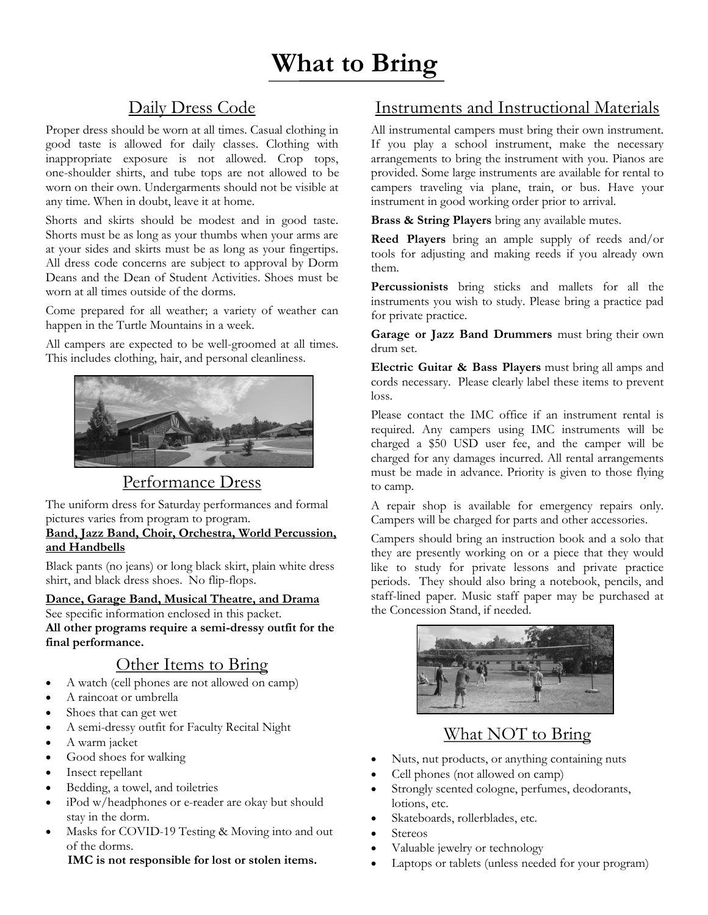# What to Bring

## Daily Dress Code

Proper dress should be worn at all times. Casual clothing in good taste is allowed for daily classes. Clothing with inappropriate exposure is not allowed. Crop tops, one-shoulder shirts, and tube tops are not allowed to be worn on their own. Undergarments should not be visible at any time. When in doubt, leave it at home.

Shorts and skirts should be modest and in good taste. Shorts must be as long as your thumbs when your arms are at your sides and skirts must be as long as your fingertips. All dress code concerns are subject to approval by Dorm Deans and the Dean of Student Activities. Shoes must be worn at all times outside of the dorms.

Come prepared for all weather; a variety of weather can happen in the Turtle Mountains in a week.

All campers are expected to be well-groomed at all times. This includes clothing, hair, and personal cleanliness.

## Performance Dress

The uniform dress for Saturday performances and formal pictures varies from program to program.

**Band, Jazz Band, Choir, Orchestra, World Percussion, and Handbells**

Black pants (no jeans) or long black skirt, plain white dress shirt, and black dress shoes. No flip-flops.

**Dance, Garage Band, Musical Theatre, and Drama**

See specific information enclosed in this packet.

**All other programs require a semi-dressy outfit for the final performance.**

## Other Items to Bring

- A watch (cell phones are not allowed on camp)
- A raincoat or umbrella
- Shoes that can get wet
- A semi-dressy outfit for Faculty Recital Night
- A warm jacket
- Good shoes for walking
- Insect repellant
- Bedding, a towel, and toiletries
- iPod w/headphones or e-reader are okay but should stay in the dorm.
- Masks for COVID-19 Testing & Moving into and out of the dorms.

**IMC is not responsible for lost or stolen items.**

## Instruments and Instructional Materials

All instrumental campers must bring their own instrument. If you play a school instrument, make the necessary arrangements to bring the instrument with you. Pianos are provided. Some large instruments are available for rental to campers traveling via plane, train, or bus. Have your instrument in good working order prior to arrival.

**Brass & String Players** bring any available mutes.

**Reed Players** bring an ample supply of reeds and/or tools for adjusting and making reeds if you already own them.

**Percussionists** bring sticks and mallets for all the instruments you wish to study. Please bring a practice pad for private practice.

**Garage or Jazz Band Drummers** must bring their own drum set.

**Electric Guitar & Bass Players** must bring all amps and cords necessary. Please clearly label these items to prevent loss.

Please contact the IMC office if an instrument rental is required. Any campers using IMC instruments will be charged a $50 USD user fee, and the camper will be charged for any damages incurred. All rental arrangements must be made in advance. Priority is given to those flying to camp.

A repair shop is available for emergency repairs only. Campers will be charged for parts and other accessories.

Campers should bring an instruction book and a solo that they are presently working on or a piece that they would like to study for private lessons and private practice periods. They should also bring a notebook, pencils, and staff-lined paper. Music staff paper may be purchased at the Concession Stand, if needed.

## What NOT to Bring

- Nuts, nut products, or anything containing nuts
- Cell phones (not allowed on camp)
- Strongly scented cologne, perfumes, deodorants, lotions, etc.
- Skateboards, rollerblades, etc.
- Stereos
- Valuable jewelry or technology
- Laptops or tablets (unless needed for your program)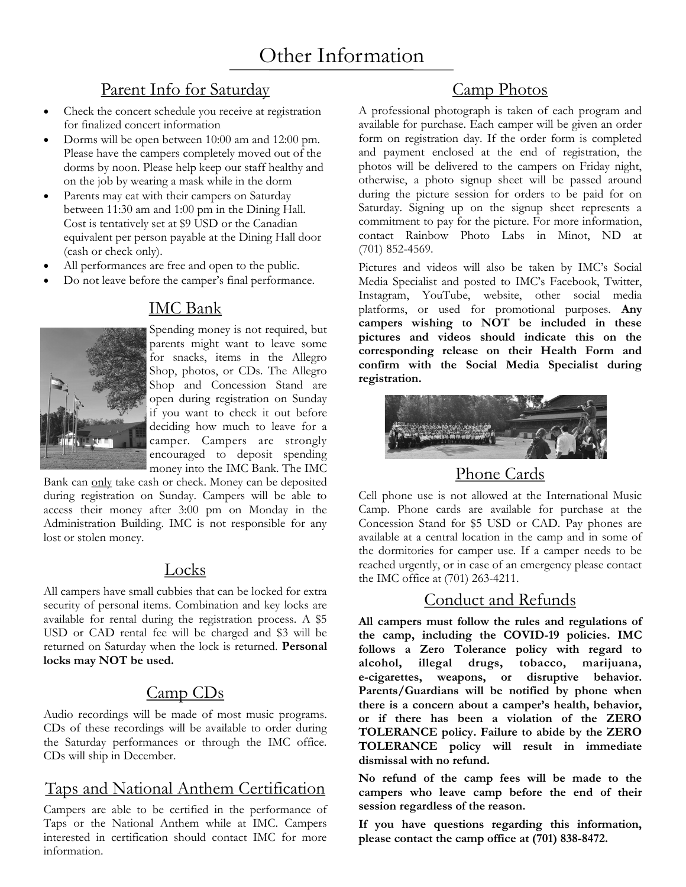# Other Information

## Parent Info for Saturday

- Check the concert schedule you receive at registration for finalized concert information
- Dorms will be open between 10:00 am and 12:00 pm. Please have the campers completely moved out of the dorms by noon. Please help keep our staff healthy and on the job by wearing a mask while in the dorm
- Parents may eat with their campers on Saturday between 11:30 am and 1:00 pm in the Dining Hall. Cost is tentatively set at $9 USD or the Canadian equivalent per person payable at the Dining Hall door (cash or check only).
- All performances are free and open to the public.
- Do not leave before the camper's final performance.

## IMC Bank

Spending money is not required, but parents might want to leave some for snacks, items in the Allegro Shop, photos, or CDs. The Allegro Shop and Concession Stand are open during registration on Sunday if you want to check it out before deciding how much to leave for a camper. Campers are strongly encouraged to deposit spending money into the IMC Bank. The IMC Bank can <u>only</u> take cash or check. Money can be deposited during registration on Sunday. Campers will be able to access their money after 3:00 pm on Monday in the Administration Building. IMC is not responsible for any lost or stolen money.

## Locks

All campers have small cubbies that can be locked for extra security of personal items. Combination and key locks are available for rental during the registration process. A $5 USD or CAD rental fee will be charged and $3 will be returned on Saturday when the lock is returned. **Personal locks may NOT be used.**

## Camp CDs

Audio recordings will be made of most music programs. CDs of these recordings will be available to order during the Saturday performances or through the IMC office. CDs will ship in December.

## Taps and National Anthem Certification

Campers are able to be certified in the performance of Taps or the National Anthem while at IMC. Campers interested in certification should contact IMC for more information.

## Camp Photos

A professional photograph is taken of each program and available for purchase. Each camper will be given an order form on registration day. If the order form is completed and payment enclosed at the end of registration, the photos will be delivered to the campers on Friday night, otherwise, a photo signup sheet will be passed around during the picture session for orders to be paid for on Saturday. Signing up on the signup sheet represents a commitment to pay for the picture. For more information, contact Rainbow Photo Labs in Minot, ND at (701) 852-4569.

Pictures and videos will also be taken by IMC's Social Media Specialist and posted to IMC's Facebook, Twitter, Instagram, YouTube, website, other social media platforms, or used for promotional purposes. **Any campers wishing to NOT be included in these pictures and videos should indicate this on the corresponding release on their Health Form and confirm with the Social Media Specialist during registration.**

## Phone Cards

Cell phone use is not allowed at the International Music Camp. Phone cards are available for purchase at the Concession Stand for $5 USD or CAD. Pay phones are available at a central location in the camp and in some of the dormitories for camper use. If a camper needs to be reached urgently, or in case of an emergency please contact the IMC office at (701) 263-4211.

## Conduct and Refunds

**All campers must follow the rules and regulations of the camp, including the COVID-19 policies. IMC follows a Zero Tolerance policy with regard to alcohol, illegal drugs, tobacco, marijuana, e-cigarettes, weapons, or disruptive behavior. Parents/Guardians will be notified by phone when there is a concern about a camper's health, behavior, or if there has been a violation of the ZERO TOLERANCE policy. Failure to abide by the ZERO TOLERANCE policy will result in immediate dismissal with no refund.**

**No refund of the camp fees will be made to the campers who leave camp before the end of their session regardless of the reason.**

**If you have questions regarding this information, please contact the camp office at (701) 838-8472.**